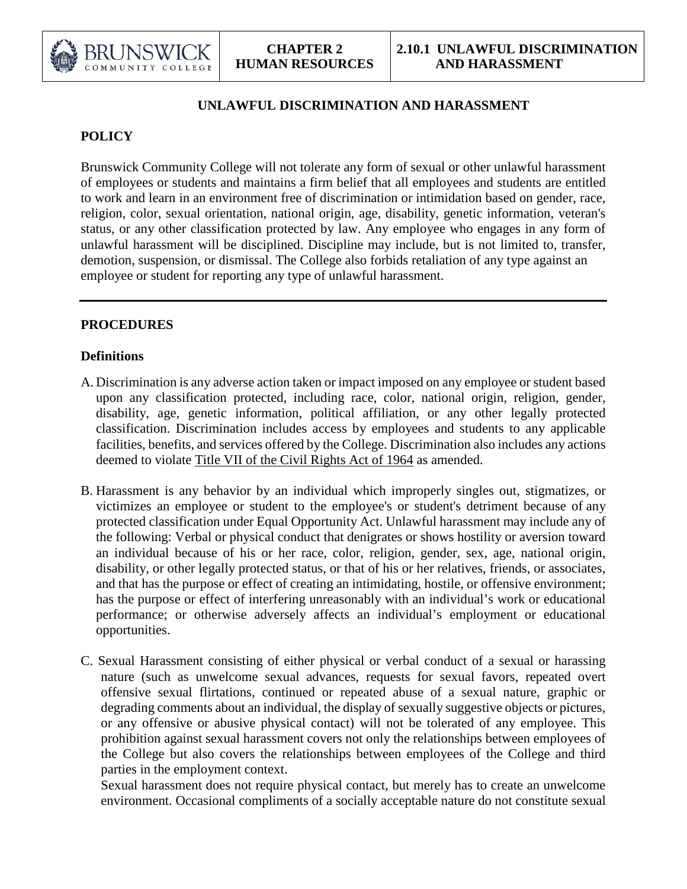# UNLAWFUL DISCRIMINATION AND HARASSMENT

## POLICY

Brunswick Community College will not tolerate any form of sexual or other unlawful harassment of employees or students and maintains a firm belief that all employees and students are entitled to work and learn in an environment free of discrimination or intimidation based on gender, race, religion, color, sexual orientation, national origin, age, disability, genetic information, veteran's status, or any other classification protected by law. Any employee who engages in any form of unlawful harassment will be disciplined. Discipline may include, but is not limited to, transfer, demotion, suspension, or dismissal. The College also forbids retaliation of any type against an employee or student for reporting any type of unlawful harassment.

---

## PROCEDURES

### Definitions

A. Discrimination is any adverse action taken or impact imposed on any employee or student based upon any classification protected, including race, color, national origin, religion, gender, disability, age, genetic information, political affiliation, or any other legally protected classification. Discrimination includes access by employees and students to any applicable facilities, benefits, and services offered by the College. Discrimination also includes any actions deemed to violate Title VII of the Civil Rights Act of 1964 as amended.

B. Harassment is any behavior by an individual which improperly singles out, stigmatizes, or victimizes an employee or student to the employee's or student's detriment because of any protected classification under Equal Opportunity Act. Unlawful harassment may include any of the following: Verbal or physical conduct that denigrates or shows hostility or aversion toward an individual because of his or her race, color, religion, gender, sex, age, national origin, disability, or other legally protected status, or that of his or her relatives, friends, or associates, and that has the purpose or effect of creating an intimidating, hostile, or offensive environment; has the purpose or effect of interfering unreasonably with an individual's work or educational performance; or otherwise adversely affects an individual's employment or educational opportunities.

C. Sexual Harassment consisting of either physical or verbal conduct of a sexual or harassing nature (such as unwelcome sexual advances, requests for sexual favors, repeated overt offensive sexual flirtations, continued or repeated abuse of a sexual nature, graphic or degrading comments about an individual, the display of sexually suggestive objects or pictures, or any offensive or abusive physical contact) will not be tolerated of any employee. This prohibition against sexual harassment covers not only the relationships between employees of the College but also covers the relationships between employees of the College and third parties in the employment context.

   Sexual harassment does not require physical contact, but merely has to create an unwelcome environment. Occasional compliments of a socially acceptable nature do not constitute sexual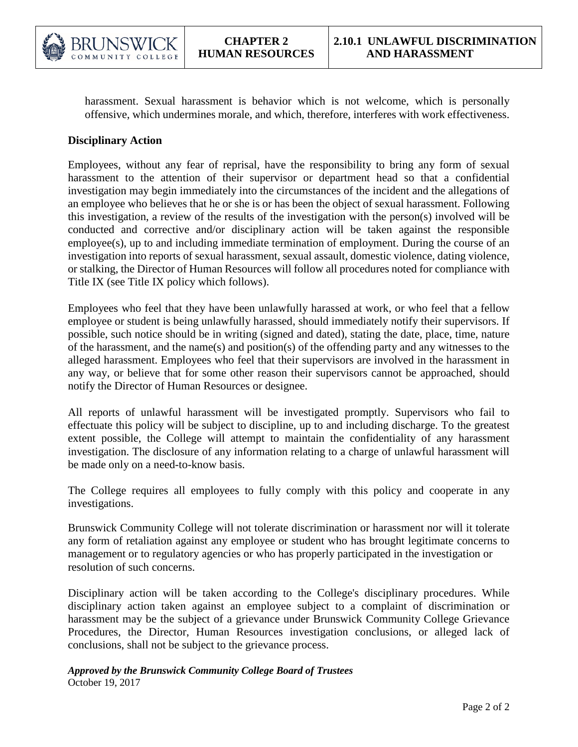harassment. Sexual harassment is behavior which is not welcome, which is personally offensive, which undermines morale, and which, therefore, interferes with work effectiveness.

**Disciplinary Action**

Employees, without any fear of reprisal, have the responsibility to bring any form of sexual harassment to the attention of their supervisor or department head so that a confidential investigation may begin immediately into the circumstances of the incident and the allegations of an employee who believes that he or she is or has been the object of sexual harassment. Following this investigation, a review of the results of the investigation with the person(s) involved will be conducted and corrective and/or disciplinary action will be taken against the responsible employee(s), up to and including immediate termination of employment. During the course of an investigation into reports of sexual harassment, sexual assault, domestic violence, dating violence, or stalking, the Director of Human Resources will follow all procedures noted for compliance with Title IX (see Title IX policy which follows).

Employees who feel that they have been unlawfully harassed at work, or who feel that a fellow employee or student is being unlawfully harassed, should immediately notify their supervisors. If possible, such notice should be in writing (signed and dated), stating the date, place, time, nature of the harassment, and the name(s) and position(s) of the offending party and any witnesses to the alleged harassment. Employees who feel that their supervisors are involved in the harassment in any way, or believe that for some other reason their supervisors cannot be approached, should notify the Director of Human Resources or designee.

All reports of unlawful harassment will be investigated promptly. Supervisors who fail to effectuate this policy will be subject to discipline, up to and including discharge. To the greatest extent possible, the College will attempt to maintain the confidentiality of any harassment investigation. The disclosure of any information relating to a charge of unlawful harassment will be made only on a need-to-know basis.

The College requires all employees to fully comply with this policy and cooperate in any investigations.

Brunswick Community College will not tolerate discrimination or harassment nor will it tolerate any form of retaliation against any employee or student who has brought legitimate concerns to management or to regulatory agencies or who has properly participated in the investigation or resolution of such concerns.

Disciplinary action will be taken according to the College's disciplinary procedures. While disciplinary action taken against an employee subject to a complaint of discrimination or harassment may be the subject of a grievance under Brunswick Community College Grievance Procedures, the Director, Human Resources investigation conclusions, or alleged lack of conclusions, shall not be subject to the grievance process.

***Approved by the Brunswick Community College Board of Trustees***
October 19, 2017